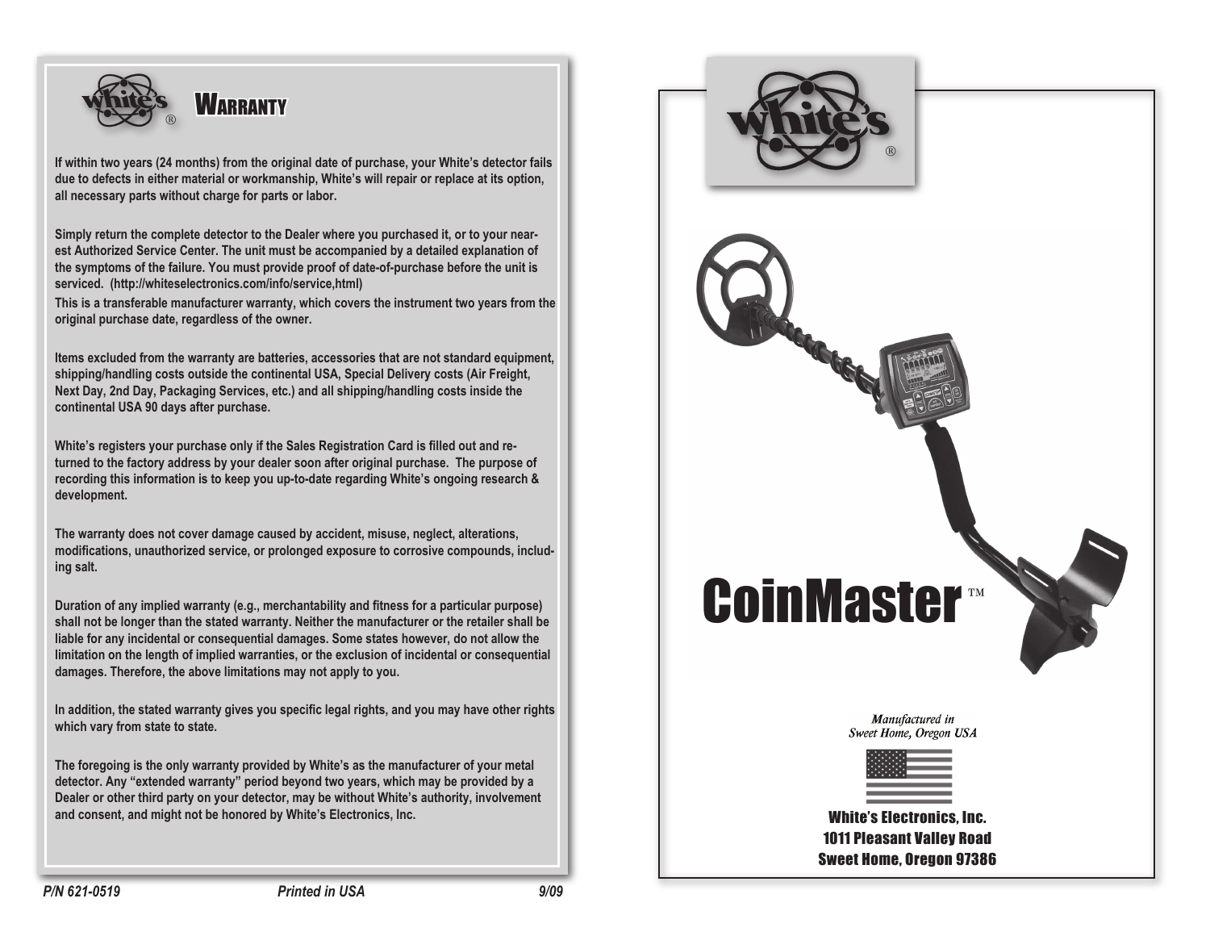# WARRANTY

If within two years (24 months) from the original date of purchase, your White's detector fails due to defects in either material or workmanship, White's will repair or replace at its option, all necessary parts without charge for parts or labor.

Simply return the complete detector to the Dealer where you purchased it, or to your nearest Authorized Service Center. The unit must be accompanied by a detailed explanation of the symptoms of the failure. You must provide proof of date-of-purchase before the unit is serviced. (http://whiteselectronics.com/info/service,html)

This is a transferable manufacturer warranty, which covers the instrument two years from the original purchase date, regardless of the owner.

Items excluded from the warranty are batteries, accessories that are not standard equipment, shipping/handling costs outside the continental USA, Special Delivery costs (Air Freight, Next Day, 2nd Day, Packaging Services, etc.) and all shipping/handling costs inside the continental USA 90 days after purchase.

White's registers your purchase only if the Sales Registration Card is filled out and returned to the factory address by your dealer soon after original purchase. The purpose of recording this information is to keep you up-to-date regarding White's ongoing research & development.

The warranty does not cover damage caused by accident, misuse, neglect, alterations, modifications, unauthorized service, or prolonged exposure to corrosive compounds, including salt.

Duration of any implied warranty (e.g., merchantability and fitness for a particular purpose) shall not be longer than the stated warranty. Neither the manufacturer or the retailer shall be liable for any incidental or consequential damages. Some states however, do not allow the limitation on the length of implied warranties, or the exclusion of incidental or consequential damages. Therefore, the above limitations may not apply to you.

In addition, the stated warranty gives you specific legal rights, and you may have other rights which vary from state to state.

The foregoing is the only warranty provided by White's as the manufacturer of your metal detector. Any "extended warranty" period beyond two years, which may be provided by a Dealer or other third party on your detector, may be without White's authority, involvement and consent, and might not be honored by White's Electronics, Inc.

*P/N 621-0519* *Printed in USA* *9/09*

# CoinMaster™

*Manufactured in Sweet Home, Oregon USA*

White's Electronics, Inc.
1011 Pleasant Valley Road
Sweet Home, Oregon 97386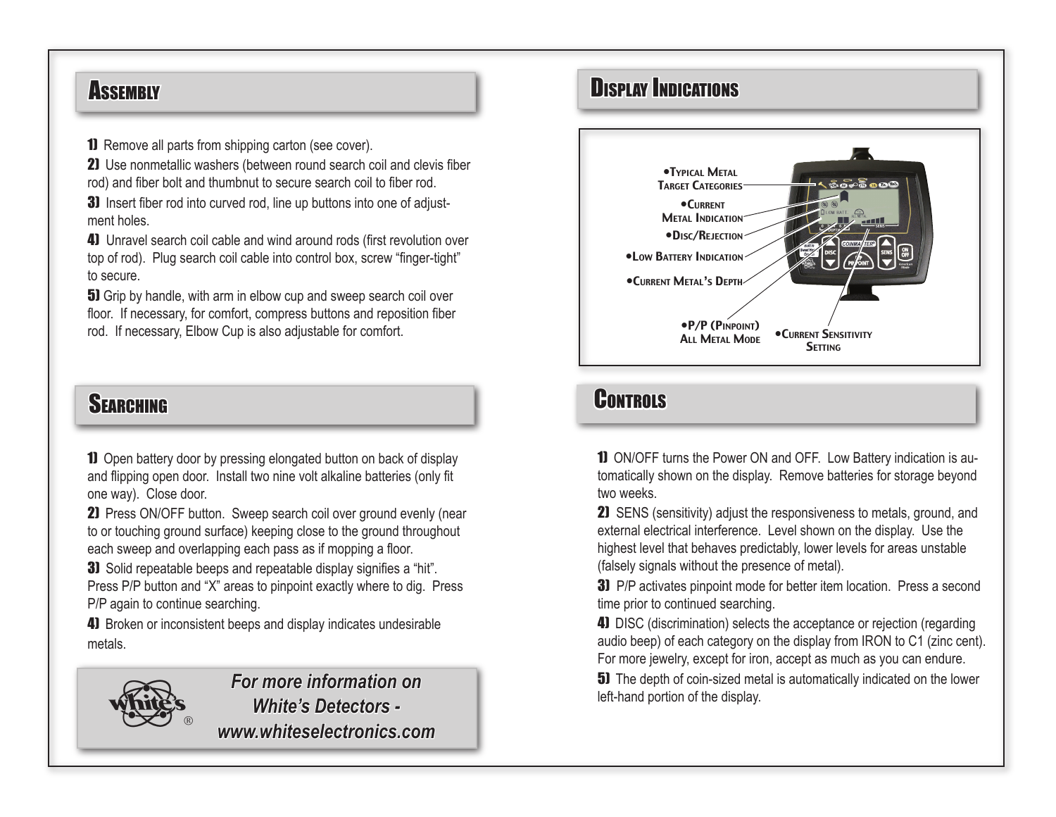## Assembly

**1)** Remove all parts from shipping carton (see cover).

**2)** Use nonmetallic washers (between round search coil and clevis fiber rod) and fiber bolt and thumbnut to secure search coil to fiber rod.

**3)** Insert fiber rod into curved rod, line up buttons into one of adjustment holes.

**4)** Unravel search coil cable and wind around rods (first revolution over top of rod). Plug search coil cable into control box, screw "finger-tight" to secure.

**5)** Grip by handle, with arm in elbow cup and sweep search coil over floor. If necessary, for comfort, compress buttons and reposition fiber rod. If necessary, Elbow Cup is also adjustable for comfort.

## Searching

**1)** Open battery door by pressing elongated button on back of display and flipping open door. Install two nine volt alkaline batteries (only fit one way). Close door.

**2)** Press ON/OFF button. Sweep search coil over ground evenly (near to or touching ground surface) keeping close to the ground throughout each sweep and overlapping each pass as if mopping a floor.

**3)** Solid repeatable beeps and repeatable display signifies a "hit". Press P/P button and "X" areas to pinpoint exactly where to dig. Press P/P again to continue searching.

**4)** Broken or inconsistent beeps and display indicates undesirable metals.

White's®

*For more information on White's Detectors - www.whiteselectronics.com*

## Display Indications

- Typical Metal Target Categories
- Current Metal Indication
- Disc/Rejection
- Low Battery Indication
- Current Metal's Depth
- P/P (Pinpoint) All Metal Mode
- Current Sensitivity Setting

## Controls

**1)** ON/OFF turns the Power ON and OFF. Low Battery indication is automatically shown on the display. Remove batteries for storage beyond two weeks.

**2)** SENS (sensitivity) adjust the responsiveness to metals, ground, and external electrical interference. Level shown on the display. Use the highest level that behaves predictably, lower levels for areas unstable (falsely signals without the presence of metal).

**3)** P/P activates pinpoint mode for better item location. Press a second time prior to continued searching.

**4)** DISC (discrimination) selects the acceptance or rejection (regarding audio beep) of each category on the display from IRON to C1 (zinc cent). For more jewelry, except for iron, accept as much as you can endure.

**5)** The depth of coin-sized metal is automatically indicated on the lower left-hand portion of the display.